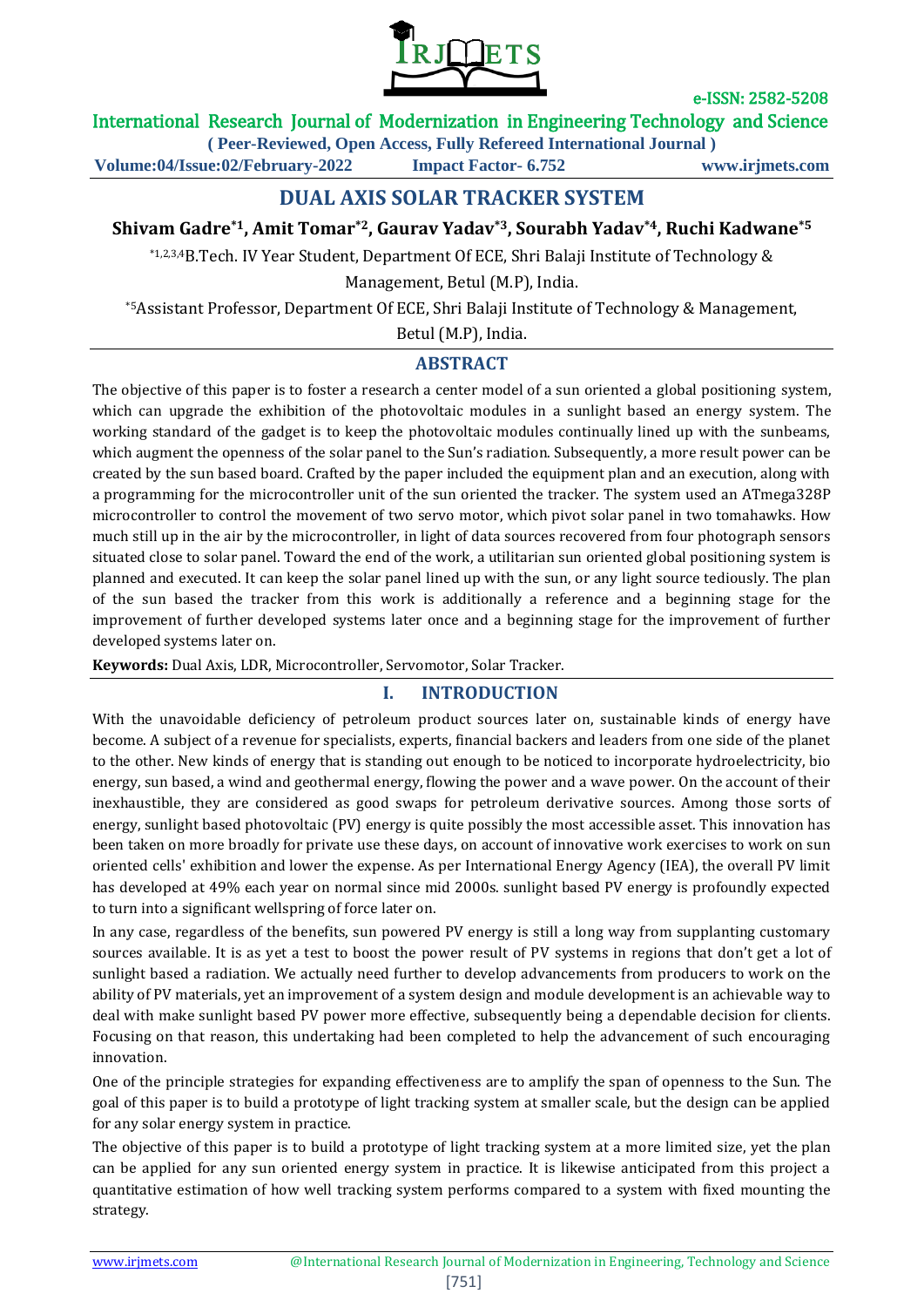# DUAL AXIS SOLAR TRACKER SYSTEM

**Shivam Gadre[*1], Amit Tomar[*2], Gaurav Yadav[*3], Sourabh Yadav[*4], Ruchi Kadwane[*5]**

[*1,2,3,4]B.Tech. IV Year Student, Department Of ECE, Shri Balaji Institute of Technology & Management, Betul (M.P), India.

[*5]Assistant Professor, Department Of ECE, Shri Balaji Institute of Technology & Management, Betul (M.P), India.

## ABSTRACT

The objective of this paper is to foster a research a center model of a sun oriented a global positioning system, which can upgrade the exhibition of the photovoltaic modules in a sunlight based an energy system. The working standard of the gadget is to keep the photovoltaic modules continually lined up with the sunbeams, which augment the openness of the solar panel to the Sun's radiation. Subsequently, a more result power can be created by the sun based board. Crafted by the paper included the equipment plan and an execution, along with a programming for the microcontroller unit of the sun oriented the tracker. The system used an ATmega328P microcontroller to control the movement of two servo motor, which pivot solar panel in two tomahawks. How much still up in the air by the microcontroller, in light of data sources recovered from four photograph sensors situated close to solar panel. Toward the end of the work, a utilitarian sun oriented global positioning system is planned and executed. It can keep the solar panel lined up with the sun, or any light source tediously. The plan of the sun based the tracker from this work is additionally a reference and a beginning stage for the improvement of further developed systems later once and a beginning stage for the improvement of further developed systems later on.

**Keywords:** Dual Axis, LDR, Microcontroller, Servomotor, Solar Tracker.

## I. INTRODUCTION

With the unavoidable deficiency of petroleum product sources later on, sustainable kinds of energy have become. A subject of a revenue for specialists, experts, financial backers and leaders from one side of the planet to the other. New kinds of energy that is standing out enough to be noticed to incorporate hydroelectricity, bio energy, sun based, a wind and geothermal energy, flowing the power and a wave power. On the account of their inexhaustible, they are considered as good swaps for petroleum derivative sources. Among those sorts of energy, sunlight based photovoltaic (PV) energy is quite possibly the most accessible asset. This innovation has been taken on more broadly for private use these days, on account of innovative work exercises to work on sun oriented cells' exhibition and lower the expense. As per International Energy Agency (IEA), the overall PV limit has developed at 49% each year on normal since mid 2000s. sunlight based PV energy is profoundly expected to turn into a significant wellspring of force later on.

In any case, regardless of the benefits, sun powered PV energy is still a long way from supplanting customary sources available. It is as yet a test to boost the power result of PV systems in regions that don't get a lot of sunlight based a radiation. We actually need further to develop advancements from producers to work on the ability of PV materials, yet an improvement of a system design and module development is an achievable way to deal with make sunlight based PV power more effective, subsequently being a dependable decision for clients. Focusing on that reason, this undertaking had been completed to help the advancement of such encouraging innovation.

One of the principle strategies for expanding effectiveness are to amplify the span of openness to the Sun. The goal of this paper is to build a prototype of light tracking system at smaller scale, but the design can be applied for any solar energy system in practice.

The objective of this paper is to build a prototype of light tracking system at a more limited size, yet the plan can be applied for any sun oriented energy system in practice. It is likewise anticipated from this project a quantitative estimation of how well tracking system performs compared to a system with fixed mounting the strategy.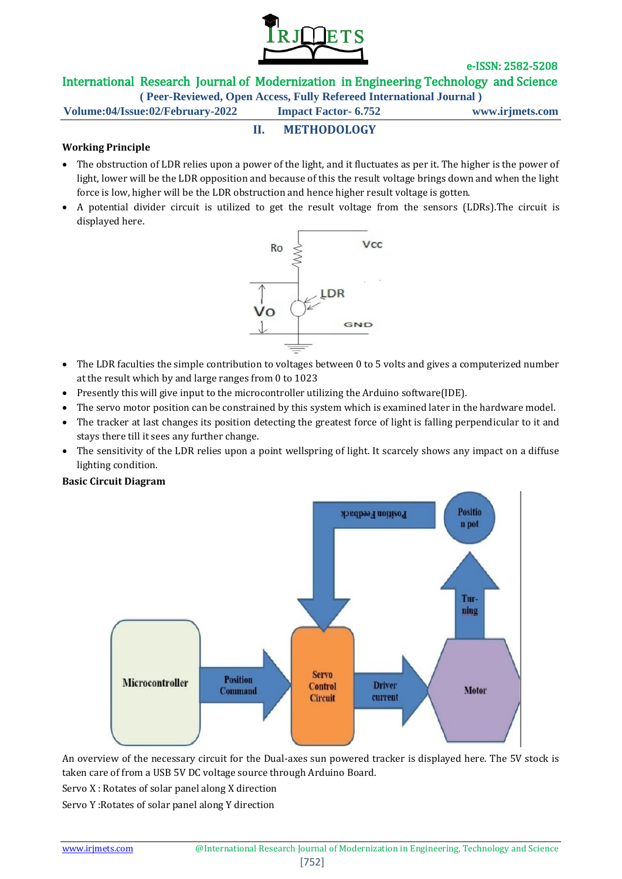## II. METHODOLOGY

**Working Principle**

- The obstruction of LDR relies upon a power of the light, and it fluctuates as per it. The higher is the power of light, lower will be the LDR opposition and because of this the result voltage brings down and when the light force is low, higher will be the LDR obstruction and hence higher result voltage is gotten.
- A potential divider circuit is utilized to get the result voltage from the sensors (LDRs).The circuit is displayed here.
- The LDR faculties the simple contribution to voltages between 0 to 5 volts and gives a computerized number at the result which by and large ranges from 0 to 1023
- Presently this will give input to the microcontroller utilizing the Arduino software(IDE).
- The servo motor position can be constrained by this system which is examined later in the hardware model.
- The tracker at last changes its position detecting the greatest force of light is falling perpendicular to it and stays there till it sees any further change.
- The sensitivity of the LDR relies upon a point wellspring of light. It scarcely shows any impact on a diffuse lighting condition.

**Basic Circuit Diagram**

An overview of the necessary circuit for the Dual-axes sun powered tracker is displayed here. The 5V stock is taken care of from a USB 5V DC voltage source through Arduino Board.

Servo X : Rotates of solar panel along X direction

Servo Y :Rotates of solar panel along Y direction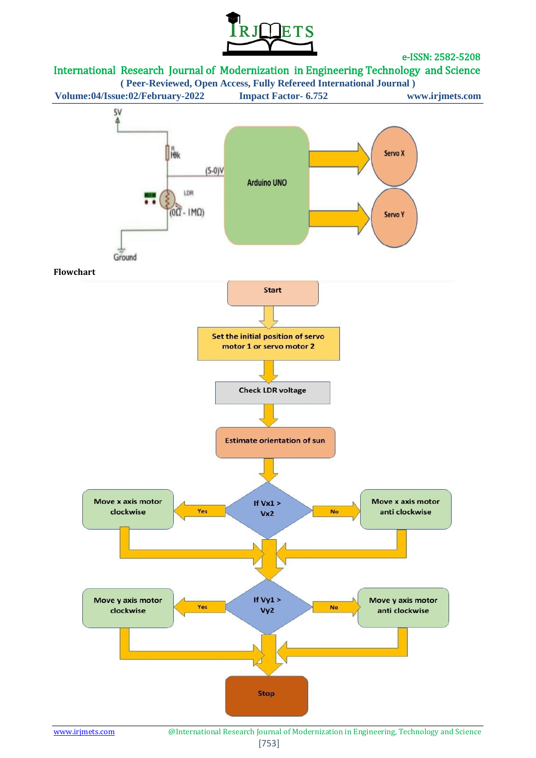**Flowchart**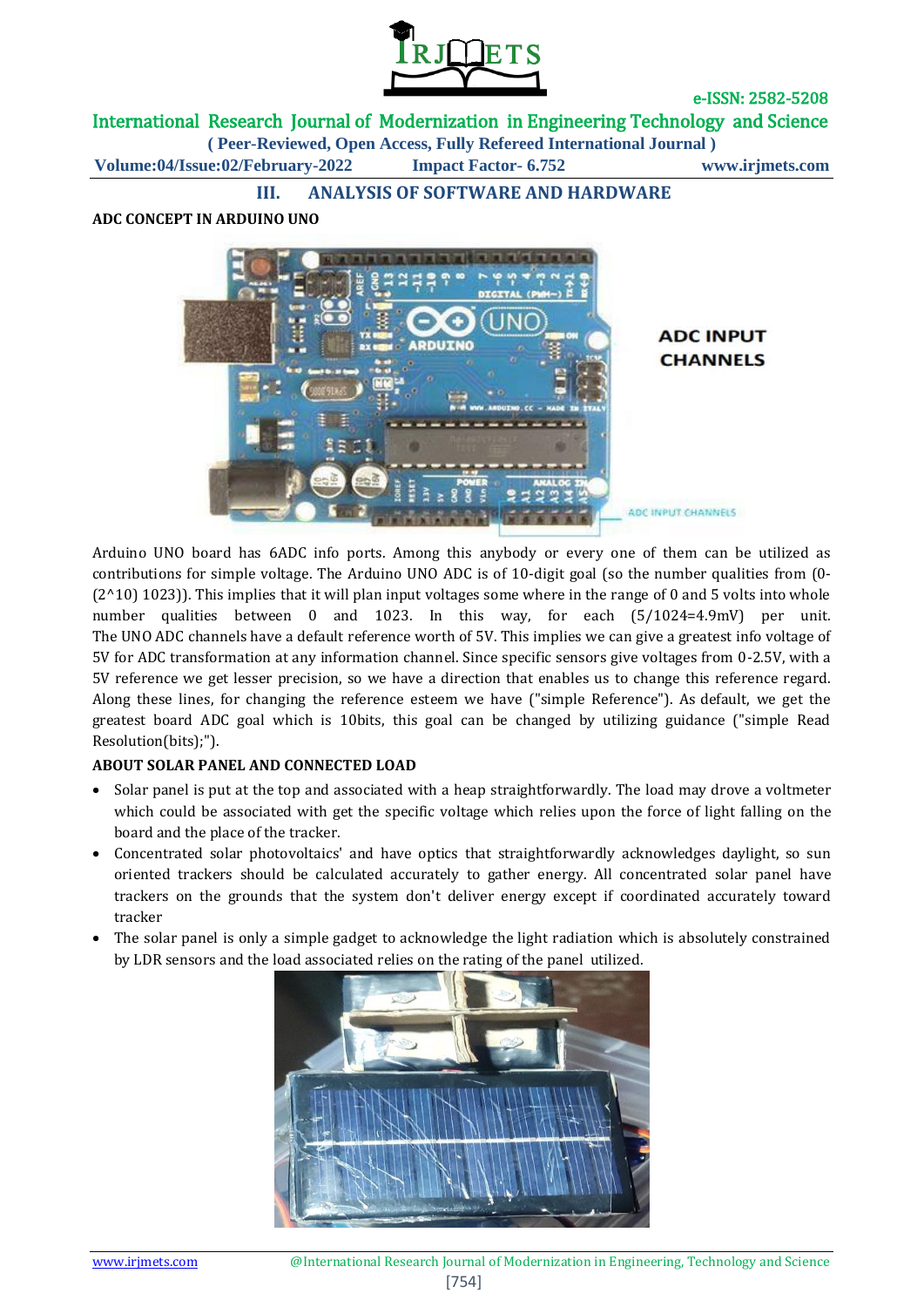## III. ANALYSIS OF SOFTWARE AND HARDWARE

### ADC CONCEPT IN ARDUINO UNO

Arduino UNO board has 6ADC info ports. Among this anybody or every one of them can be utilized as contributions for simple voltage. The Arduino UNO ADC is of 10-digit goal (so the number qualities from (0-(2^10) 1023)). This implies that it will plan input voltages some where in the range of 0 and 5 volts into whole number qualities between 0 and 1023. In this way, for each (5/1024=4.9mV) per unit. The UNO ADC channels have a default reference worth of 5V. This implies we can give a greatest info voltage of 5V for ADC transformation at any information channel. Since specific sensors give voltages from 0-2.5V, with a 5V reference we get lesser precision, so we have a direction that enables us to change this reference regard. Along these lines, for changing the reference esteem we have ("simple Reference"). As default, we get the greatest board ADC goal which is 10bits, this goal can be changed by utilizing guidance ("simple Read Resolution(bits);").

### ABOUT SOLAR PANEL AND CONNECTED LOAD

- Solar panel is put at the top and associated with a heap straightforwardly. The load may drove a voltmeter which could be associated with get the specific voltage which relies upon the force of light falling on the board and the place of the tracker.
- Concentrated solar photovoltaics' and have optics that straightforwardly acknowledges daylight, so sun oriented trackers should be calculated accurately to gather energy. All concentrated solar panel have trackers on the grounds that the system don't deliver energy except if coordinated accurately toward tracker
- The solar panel is only a simple gadget to acknowledge the light radiation which is absolutely constrained by LDR sensors and the load associated relies on the rating of the panel utilized.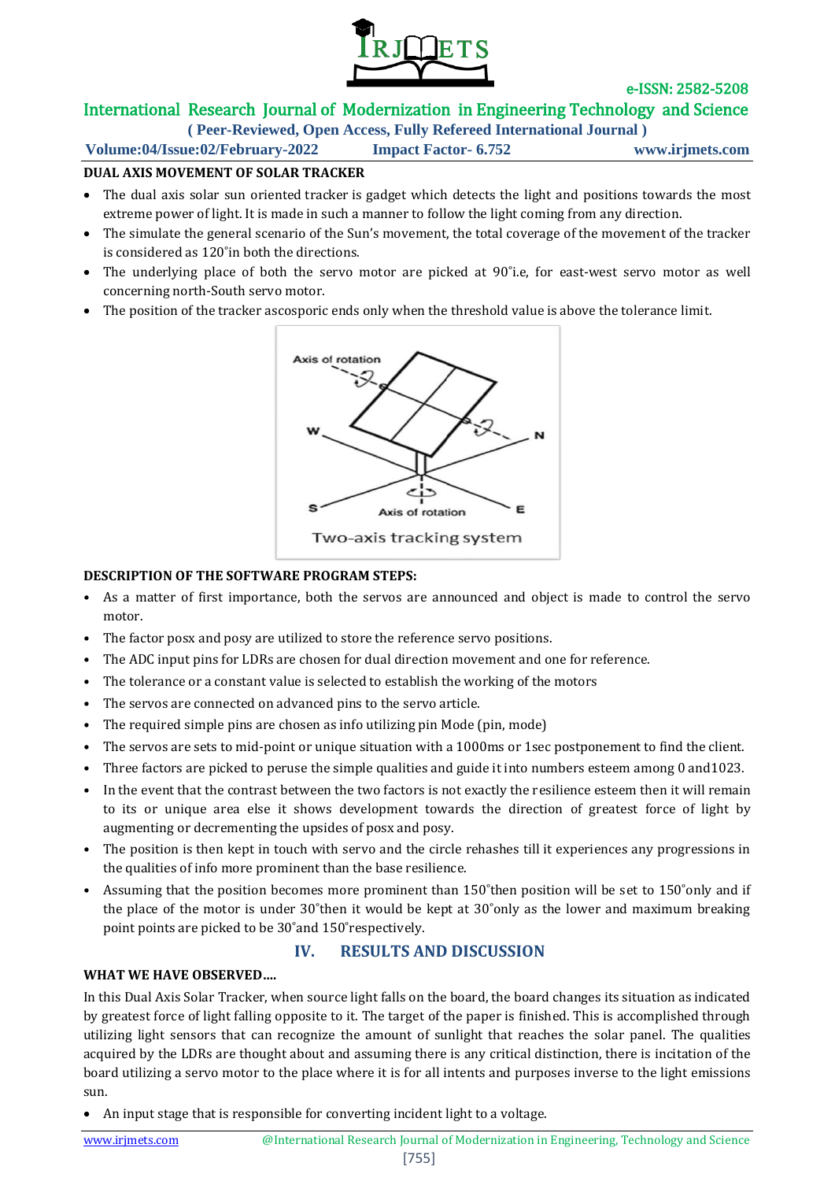**DUAL AXIS MOVEMENT OF SOLAR TRACKER**

- The dual axis solar sun oriented tracker is gadget which detects the light and positions towards the most extreme power of light. It is made in such a manner to follow the light coming from any direction.
- The simulate the general scenario of the Sun's movement, the total coverage of the movement of the tracker is considered as 120˚in both the directions.
- The underlying place of both the servo motor are picked at 90˚i.e, for east-west servo motor as well concerning north-South servo motor.
- The position of the tracker ascosporic ends only when the threshold value is above the tolerance limit.

Two-axis tracking system

**DESCRIPTION OF THE SOFTWARE PROGRAM STEPS:**

- As a matter of first importance, both the servos are announced and object is made to control the servo motor.
- The factor posx and posy are utilized to store the reference servo positions.
- The ADC input pins for LDRs are chosen for dual direction movement and one for reference.
- The tolerance or a constant value is selected to establish the working of the motors
- The servos are connected on advanced pins to the servo article.
- The required simple pins are chosen as info utilizing pin Mode (pin, mode)
- The servos are sets to mid-point or unique situation with a 1000ms or 1sec postponement to find the client.
- Three factors are picked to peruse the simple qualities and guide it into numbers esteem among 0 and1023.
- In the event that the contrast between the two factors is not exactly the resilience esteem then it will remain to its or unique area else it shows development towards the direction of greatest force of light by augmenting or decrementing the upsides of posx and posy.
- The position is then kept in touch with servo and the circle rehashes till it experiences any progressions in the qualities of info more prominent than the base resilience.
- Assuming that the position becomes more prominent than 150˚then position will be set to 150˚only and if the place of the motor is under 30˚then it would be kept at 30˚only as the lower and maximum breaking point points are picked to be 30˚and 150˚respectively.

## IV. RESULTS AND DISCUSSION

**WHAT WE HAVE OBSERVED….**

In this Dual Axis Solar Tracker, when source light falls on the board, the board changes its situation as indicated by greatest force of light falling opposite to it. The target of the paper is finished. This is accomplished through utilizing light sensors that can recognize the amount of sunlight that reaches the solar panel. The qualities acquired by the LDRs are thought about and assuming there is any critical distinction, there is incitation of the board utilizing a servo motor to the place where it is for all intents and purposes inverse to the light emissions sun.

- An input stage that is responsible for converting incident light to a voltage.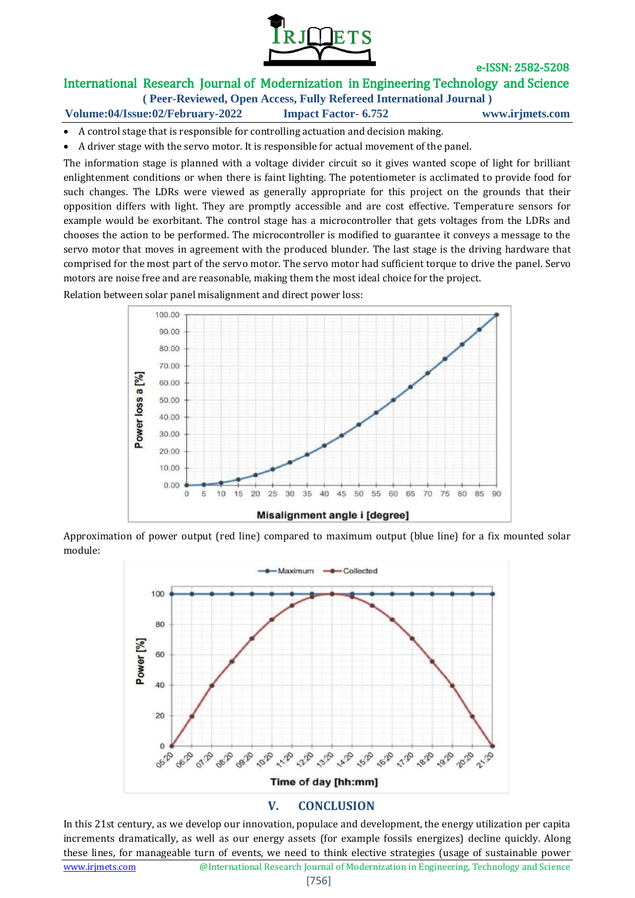- A control stage that is responsible for controlling actuation and decision making.
- A driver stage with the servo motor. It is responsible for actual movement of the panel.

The information stage is planned with a voltage divider circuit so it gives wanted scope of light for brilliant enlightenment conditions or when there is faint lighting. The potentiometer is acclimated to provide food for such changes. The LDRs were viewed as generally appropriate for this project on the grounds that their opposition differs with light. They are promptly accessible and are cost effective. Temperature sensors for example would be exorbitant. The control stage has a microcontroller that gets voltages from the LDRs and chooses the action to be performed. The microcontroller is modified to guarantee it conveys a message to the servo motor that moves in agreement with the produced blunder. The last stage is the driving hardware that comprised for the most part of the servo motor. The servo motor had sufficient torque to drive the panel. Servo motors are noise free and are reasonable, making them the most ideal choice for the project.

Relation between solar panel misalignment and direct power loss:

Approximation of power output (red line) compared to maximum output (blue line) for a fix mounted solar module:

## V. CONCLUSION

In this 21st century, as we develop our innovation, populace and development, the energy utilization per capita increments dramatically, as well as our energy assets (for example fossils energizes) decline quickly. Along these lines, for manageable turn of events, we need to think elective strategies (usage of sustainable power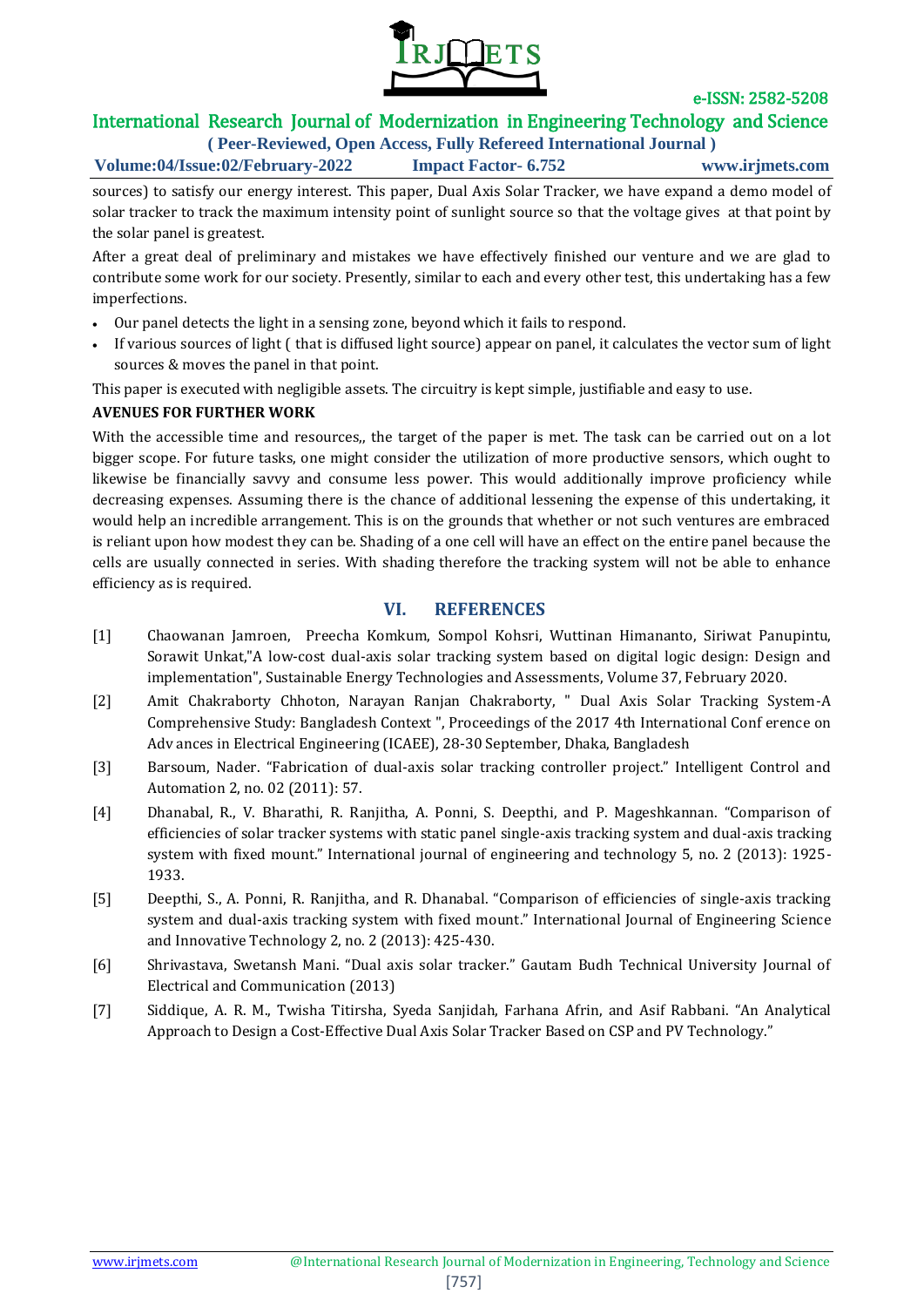sources) to satisfy our energy interest. This paper, Dual Axis Solar Tracker, we have expand a demo model of solar tracker to track the maximum intensity point of sunlight source so that the voltage gives at that point by the solar panel is greatest.

After a great deal of preliminary and mistakes we have effectively finished our venture and we are glad to contribute some work for our society. Presently, similar to each and every other test, this undertaking has a few imperfections.

- Our panel detects the light in a sensing zone, beyond which it fails to respond.
- If various sources of light ( that is diffused light source) appear on panel, it calculates the vector sum of light sources & moves the panel in that point.

This paper is executed with negligible assets. The circuitry is kept simple, justifiable and easy to use.

**AVENUES FOR FURTHER WORK**

With the accessible time and resources,, the target of the paper is met. The task can be carried out on a lot bigger scope. For future tasks, one might consider the utilization of more productive sensors, which ought to likewise be financially savvy and consume less power. This would additionally improve proficiency while decreasing expenses. Assuming there is the chance of additional lessening the expense of this undertaking, it would help an incredible arrangement. This is on the grounds that whether or not such ventures are embraced is reliant upon how modest they can be. Shading of a one cell will have an effect on the entire panel because the cells are usually connected in series. With shading therefore the tracking system will not be able to enhance efficiency as is required.

## VI. REFERENCES

[1] Chaowanan Jamroen, Preecha Komkum, Sompol Kohsri, Wuttinan Himananto, Siriwat Panupintu, Sorawit Unkat,"A low-cost dual-axis solar tracking system based on digital logic design: Design and implementation", Sustainable Energy Technologies and Assessments, Volume 37, February 2020.

[2] Amit Chakraborty Chhoton, Narayan Ranjan Chakraborty, " Dual Axis Solar Tracking System-A Comprehensive Study: Bangladesh Context ", Proceedings of the 2017 4th International Conf erence on Adv ances in Electrical Engineering (ICAEE), 28-30 September, Dhaka, Bangladesh

[3] Barsoum, Nader. "Fabrication of dual-axis solar tracking controller project." Intelligent Control and Automation 2, no. 02 (2011): 57.

[4] Dhanabal, R., V. Bharathi, R. Ranjitha, A. Ponni, S. Deepthi, and P. Mageshkannan. "Comparison of efficiencies of solar tracker systems with static panel single-axis tracking system and dual-axis tracking system with fixed mount." International journal of engineering and technology 5, no. 2 (2013): 1925-1933.

[5] Deepthi, S., A. Ponni, R. Ranjitha, and R. Dhanabal. "Comparison of efficiencies of single-axis tracking system and dual-axis tracking system with fixed mount." International Journal of Engineering Science and Innovative Technology 2, no. 2 (2013): 425-430.

[6] Shrivastava, Swetansh Mani. "Dual axis solar tracker." Gautam Budh Technical University Journal of Electrical and Communication (2013)

[7] Siddique, A. R. M., Twisha Titirsha, Syeda Sanjidah, Farhana Afrin, and Asif Rabbani. "An Analytical Approach to Design a Cost-Effective Dual Axis Solar Tracker Based on CSP and PV Technology."